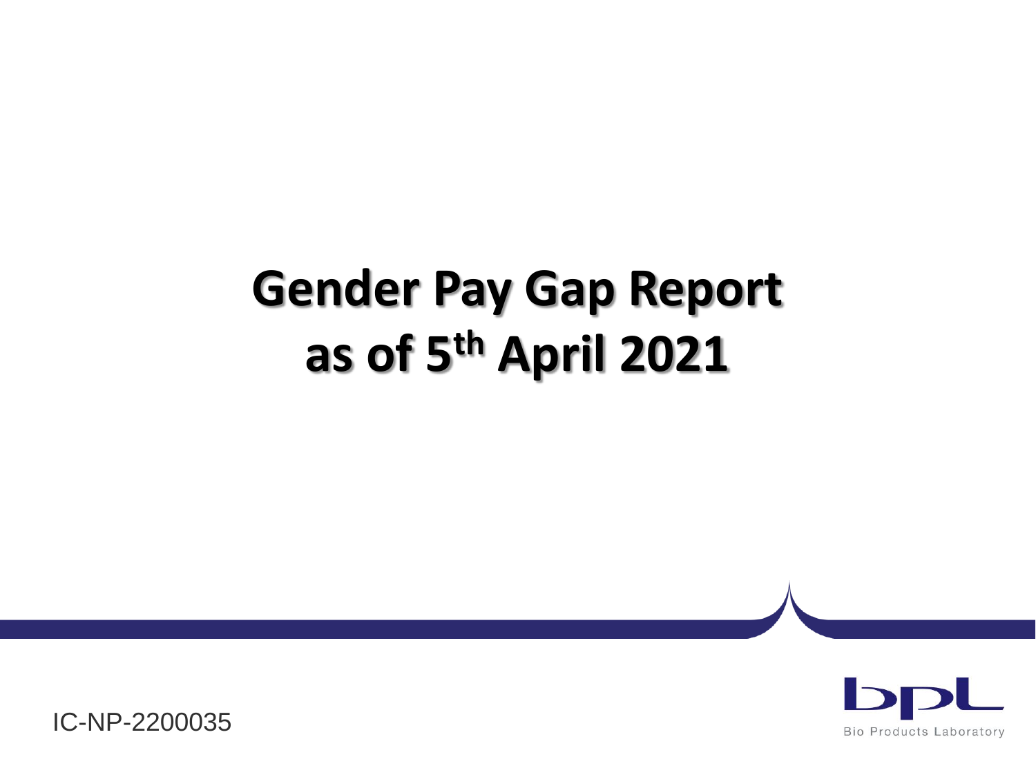# Gender Pay Gap Report as of 5th April 2021

IC-NP-2200035

Bio Products Laboratory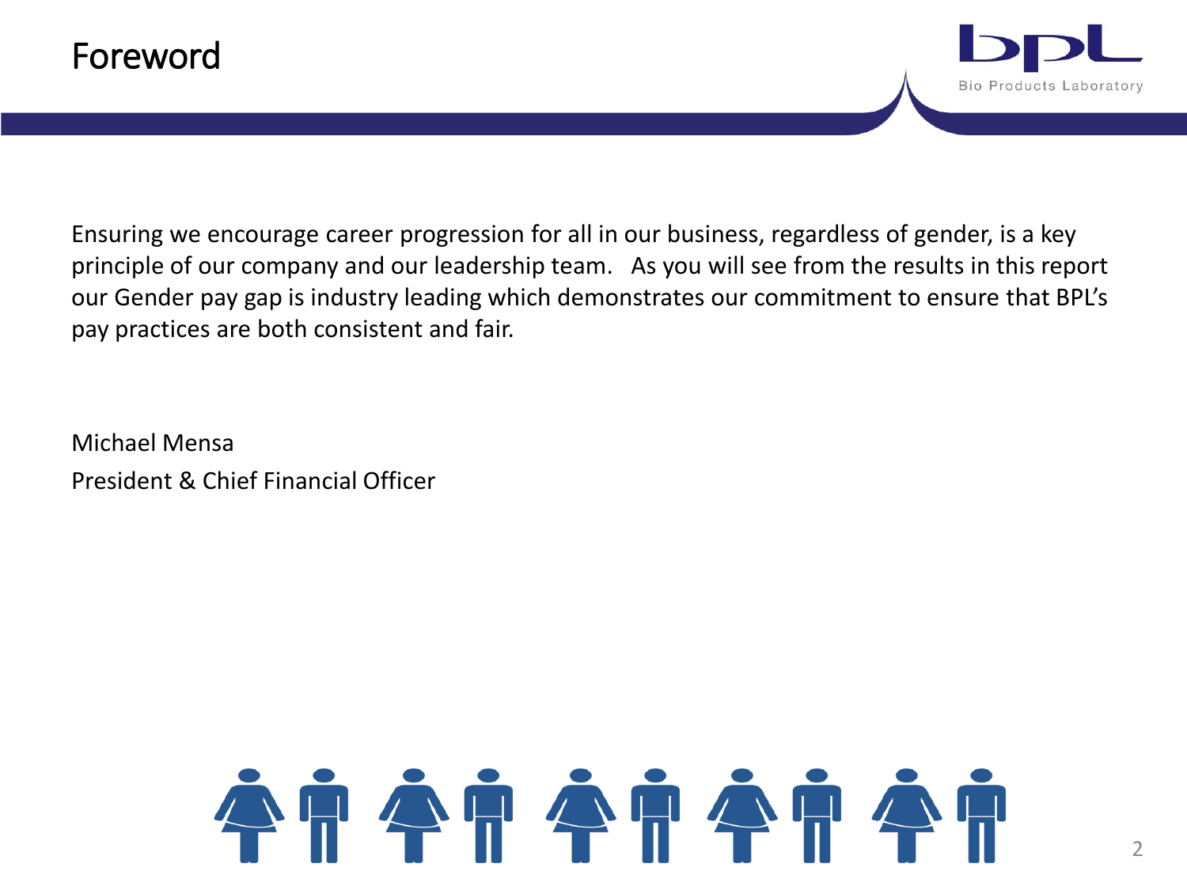# Foreword

Ensuring we encourage career progression for all in our business, regardless of gender, is a key principle of our company and our leadership team.   As you will see from the results in this report our Gender pay gap is industry leading which demonstrates our commitment to ensure that BPL's pay practices are both consistent and fair.

Michael Mensa

President & Chief Financial Officer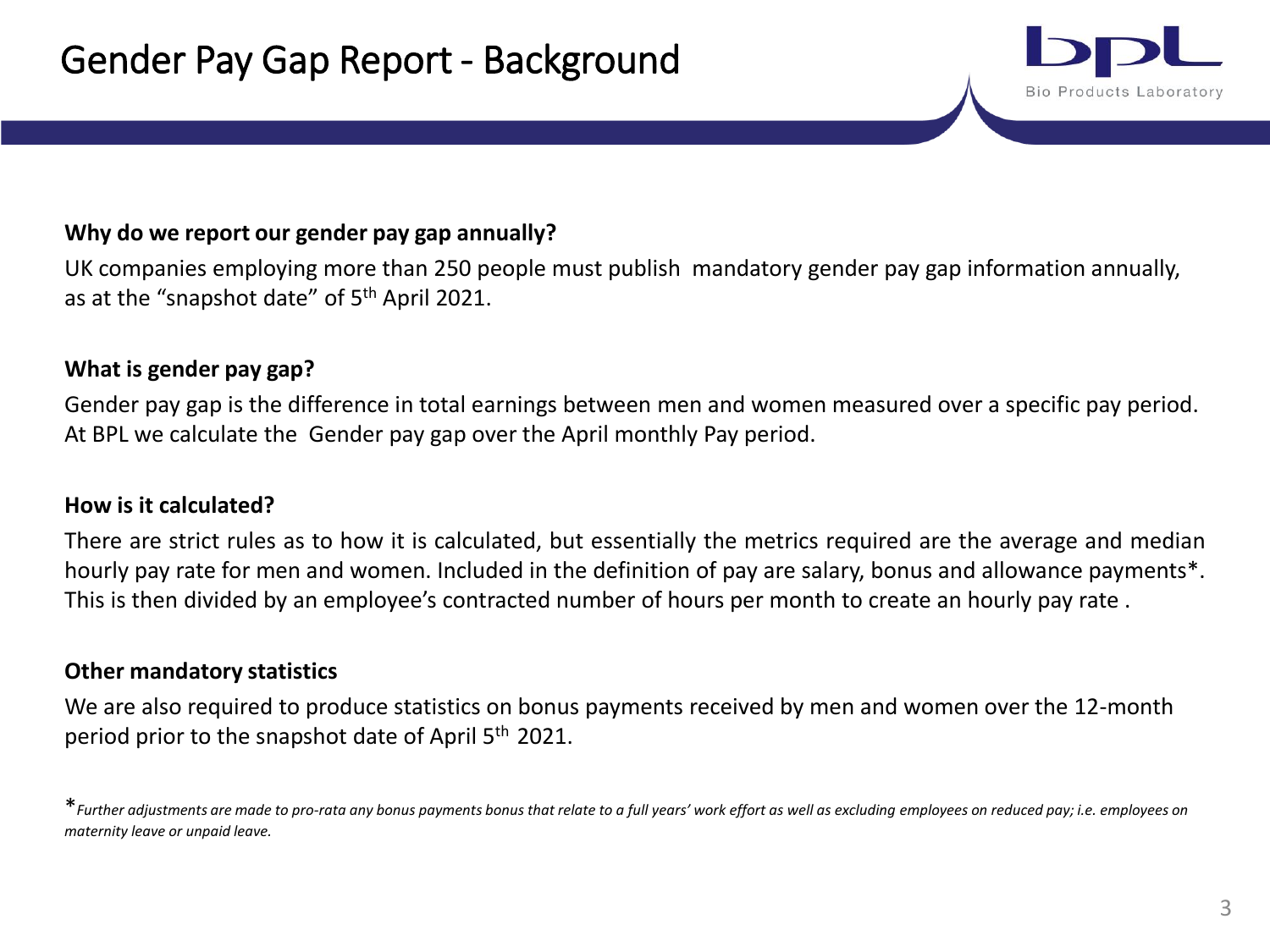# Gender Pay Gap Report - Background

**Why do we report our gender pay gap annually?**

UK companies employing more than 250 people must publish mandatory gender pay gap information annually, as at the "snapshot date" of 5th April 2021.

**What is gender pay gap?**

Gender pay gap is the difference in total earnings between men and women measured over a specific pay period. At BPL we calculate the Gender pay gap over the April monthly Pay period.

**How is it calculated?**

There are strict rules as to how it is calculated, but essentially the metrics required are the average and median hourly pay rate for men and women. Included in the definition of pay are salary, bonus and allowance payments*. This is then divided by an employee's contracted number of hours per month to create an hourly pay rate .

**Other mandatory statistics**

We are also required to produce statistics on bonus payments received by men and women over the 12-month period prior to the snapshot date of April 5th 2021.

**Further adjustments are made to pro-rata any bonus payments bonus that relate to a full years' work effort as well as excluding employees on reduced pay; i.e. employees on maternity leave or unpaid leave.*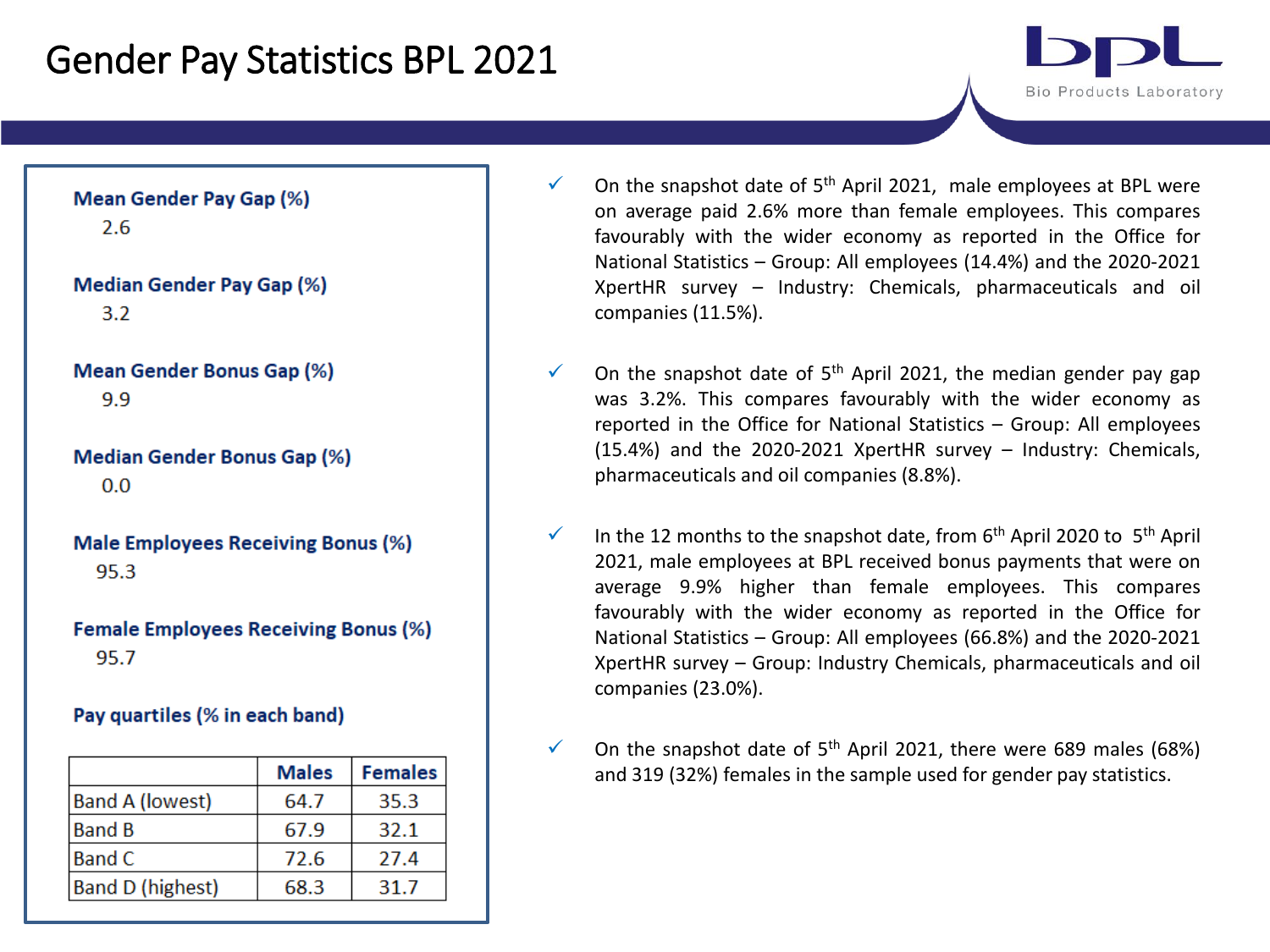# Gender Pay Statistics BPL 2021

**Mean Gender Pay Gap (%)**
2.6

**Median Gender Pay Gap (%)**
3.2

**Mean Gender Bonus Gap (%)**
9.9

**Median Gender Bonus Gap (%)**
0.0

**Male Employees Receiving Bonus (%)**
95.3

**Female Employees Receiving Bonus (%)**
95.7

**Pay quartiles (% in each band)**

| | Males | Females |
|---|---|---|
| Band A (lowest) | 64.7 | 35.3 |
| Band B | 67.9 | 32.1 |
| Band C | 72.6 | 27.4 |
| Band D (highest) | 68.3 | 31.7 |

- ✓ On the snapshot date of 5th April 2021, male employees at BPL were on average paid 2.6% more than female employees. This compares favourably with the wider economy as reported in the Office for National Statistics – Group: All employees (14.4%) and the 2020-2021 XpertHR survey – Industry: Chemicals, pharmaceuticals and oil companies (11.5%).
- ✓ On the snapshot date of 5th April 2021, the median gender pay gap was 3.2%. This compares favourably with the wider economy as reported in the Office for National Statistics – Group: All employees (15.4%) and the 2020-2021 XpertHR survey – Industry: Chemicals, pharmaceuticals and oil companies (8.8%).
- ✓ In the 12 months to the snapshot date, from 6th April 2020 to 5th April 2021, male employees at BPL received bonus payments that were on average 9.9% higher than female employees. This compares favourably with the wider economy as reported in the Office for National Statistics – Group: All employees (66.8%) and the 2020-2021 XpertHR survey – Group: Industry Chemicals, pharmaceuticals and oil companies (23.0%).
- ✓ On the snapshot date of 5th April 2021, there were 689 males (68%) and 319 (32%) females in the sample used for gender pay statistics.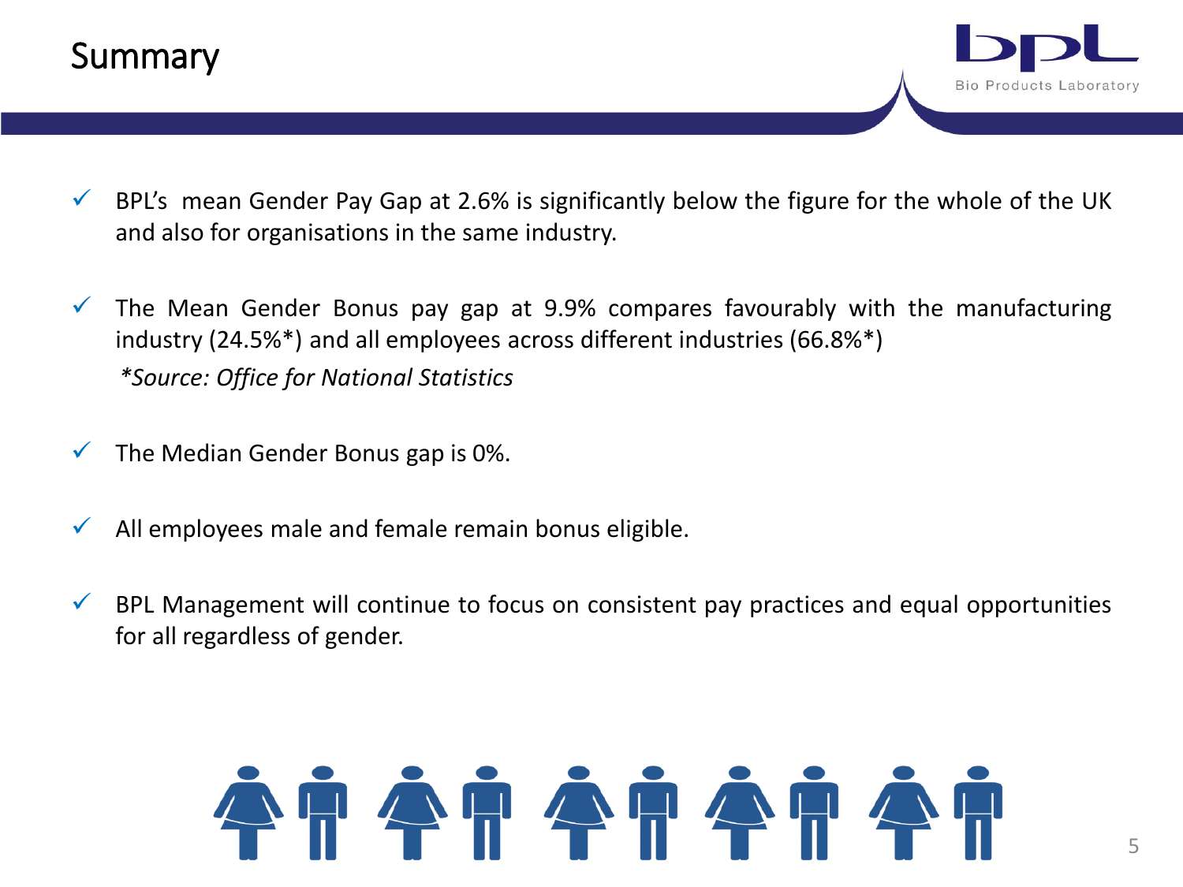# Summary

- ✓ BPL's mean Gender Pay Gap at 2.6% is significantly below the figure for the whole of the UK and also for organisations in the same industry.
- ✓ The Mean Gender Bonus pay gap at 9.9% compares favourably with the manufacturing industry (24.5%*) and all employees across different industries (66.8%*)

  *\*Source: Office for National Statistics*

- ✓ The Median Gender Bonus gap is 0%.
- ✓ All employees male and female remain bonus eligible.
- ✓ BPL Management will continue to focus on consistent pay practices and equal opportunities for all regardless of gender.